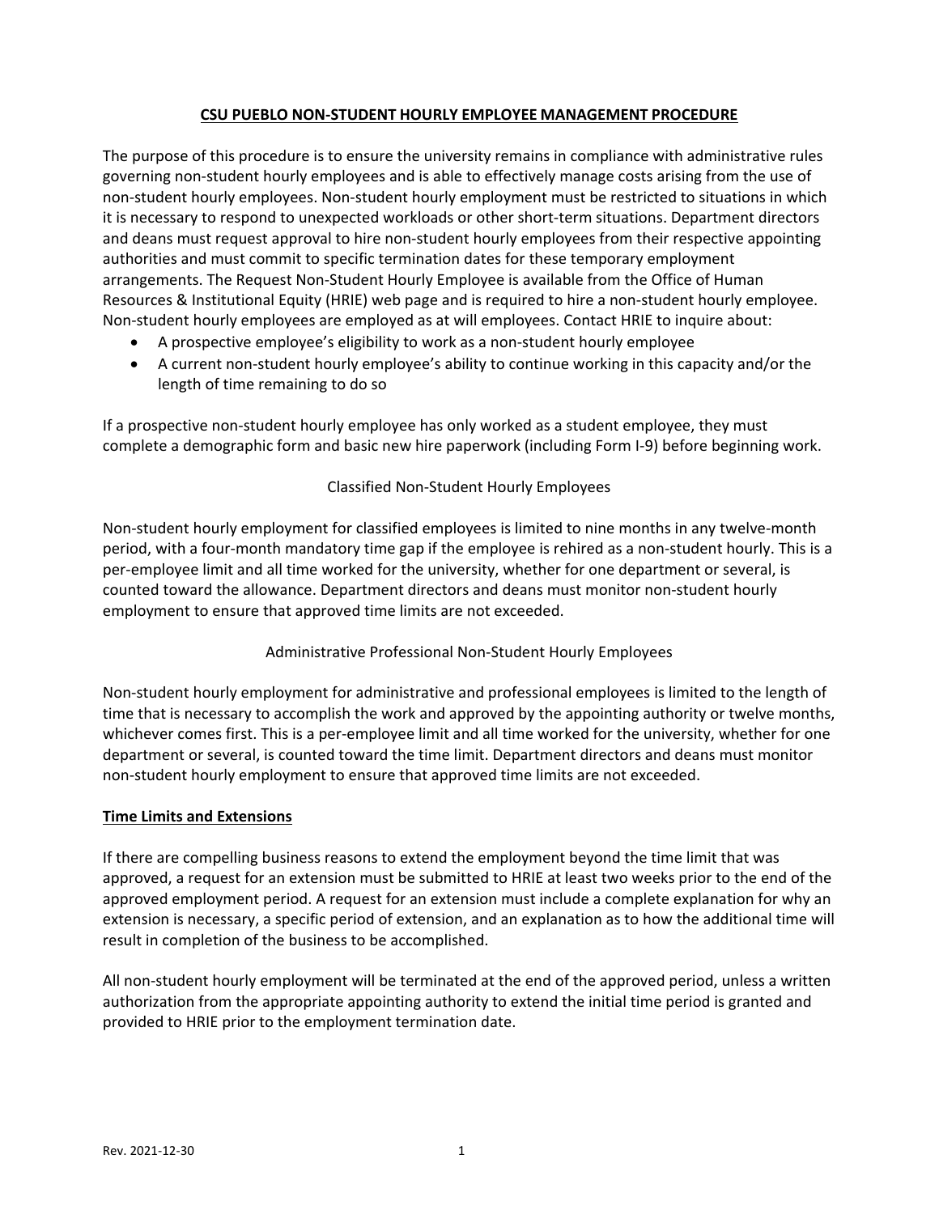# CSU PUEBLO NON-STUDENT HOURLY EMPLOYEE MANAGEMENT PROCEDURE

The purpose of this procedure is to ensure the university remains in compliance with administrative rules governing non-student hourly employees and is able to effectively manage costs arising from the use of non-student hourly employees. Non-student hourly employment must be restricted to situations in which it is necessary to respond to unexpected workloads or other short-term situations. Department directors and deans must request approval to hire non-student hourly employees from their respective appointing authorities and must commit to specific termination dates for these temporary employment arrangements. The Request Non-Student Hourly Employee is available from the Office of Human Resources & Institutional Equity (HRIE) web page and is required to hire a non-student hourly employee. Non-student hourly employees are employed as at will employees. Contact HRIE to inquire about:

- A prospective employee's eligibility to work as a non-student hourly employee
- A current non-student hourly employee's ability to continue working in this capacity and/or the length of time remaining to do so

If a prospective non-student hourly employee has only worked as a student employee, they must complete a demographic form and basic new hire paperwork (including Form I-9) before beginning work.

## Classified Non-Student Hourly Employees

Non-student hourly employment for classified employees is limited to nine months in any twelve-month period, with a four-month mandatory time gap if the employee is rehired as a non-student hourly. This is a per-employee limit and all time worked for the university, whether for one department or several, is counted toward the allowance. Department directors and deans must monitor non-student hourly employment to ensure that approved time limits are not exceeded.

## Administrative Professional Non-Student Hourly Employees

Non-student hourly employment for administrative and professional employees is limited to the length of time that is necessary to accomplish the work and approved by the appointing authority or twelve months, whichever comes first. This is a per-employee limit and all time worked for the university, whether for one department or several, is counted toward the time limit. Department directors and deans must monitor non-student hourly employment to ensure that approved time limits are not exceeded.

## Time Limits and Extensions

If there are compelling business reasons to extend the employment beyond the time limit that was approved, a request for an extension must be submitted to HRIE at least two weeks prior to the end of the approved employment period. A request for an extension must include a complete explanation for why an extension is necessary, a specific period of extension, and an explanation as to how the additional time will result in completion of the business to be accomplished.

All non-student hourly employment will be terminated at the end of the approved period, unless a written authorization from the appropriate appointing authority to extend the initial time period is granted and provided to HRIE prior to the employment termination date.

Rev. 2021-12-30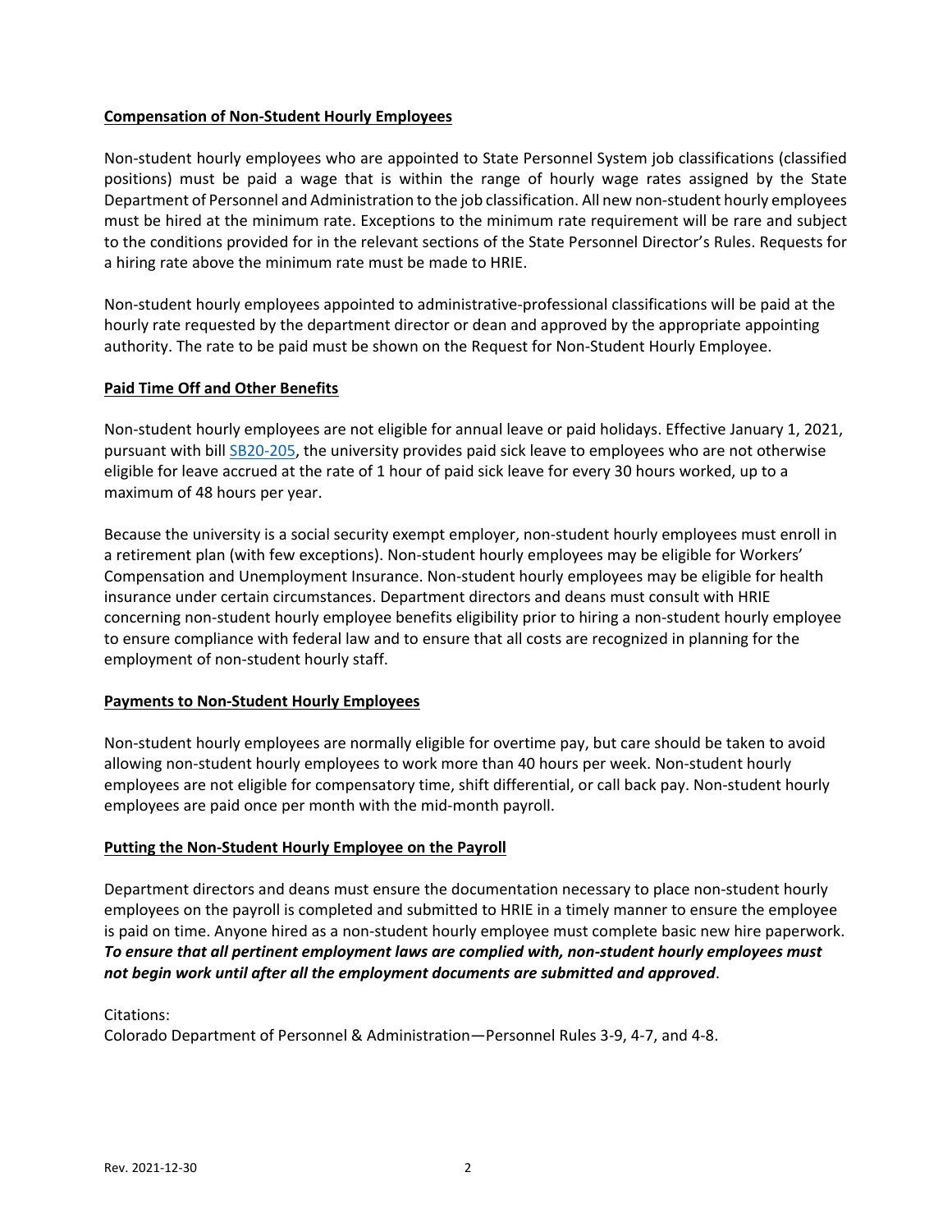## Compensation of Non-Student Hourly Employees

Non-student hourly employees who are appointed to State Personnel System job classifications (classified positions) must be paid a wage that is within the range of hourly wage rates assigned by the State Department of Personnel and Administration to the job classification. All new non-student hourly employees must be hired at the minimum rate. Exceptions to the minimum rate requirement will be rare and subject to the conditions provided for in the relevant sections of the State Personnel Director's Rules. Requests for a hiring rate above the minimum rate must be made to HRIE.

Non-student hourly employees appointed to administrative-professional classifications will be paid at the hourly rate requested by the department director or dean and approved by the appropriate appointing authority. The rate to be paid must be shown on the Request for Non-Student Hourly Employee.

## Paid Time Off and Other Benefits

Non-student hourly employees are not eligible for annual leave or paid holidays. Effective January 1, 2021, pursuant with bill SB20-205, the university provides paid sick leave to employees who are not otherwise eligible for leave accrued at the rate of 1 hour of paid sick leave for every 30 hours worked, up to a maximum of 48 hours per year.

Because the university is a social security exempt employer, non-student hourly employees must enroll in a retirement plan (with few exceptions). Non-student hourly employees may be eligible for Workers' Compensation and Unemployment Insurance. Non-student hourly employees may be eligible for health insurance under certain circumstances. Department directors and deans must consult with HRIE concerning non-student hourly employee benefits eligibility prior to hiring a non-student hourly employee to ensure compliance with federal law and to ensure that all costs are recognized in planning for the employment of non-student hourly staff.

## Payments to Non-Student Hourly Employees

Non-student hourly employees are normally eligible for overtime pay, but care should be taken to avoid allowing non-student hourly employees to work more than 40 hours per week. Non-student hourly employees are not eligible for compensatory time, shift differential, or call back pay. Non-student hourly employees are paid once per month with the mid-month payroll.

## Putting the Non-Student Hourly Employee on the Payroll

Department directors and deans must ensure the documentation necessary to place non-student hourly employees on the payroll is completed and submitted to HRIE in a timely manner to ensure the employee is paid on time. Anyone hired as a non-student hourly employee must complete basic new hire paperwork. ***To ensure that all pertinent employment laws are complied with, non-student hourly employees must not begin work until after all the employment documents are submitted and approved***.

Citations:
Colorado Department of Personnel & Administration—Personnel Rules 3-9, 4-7, and 4-8.

Rev. 2021-12-30